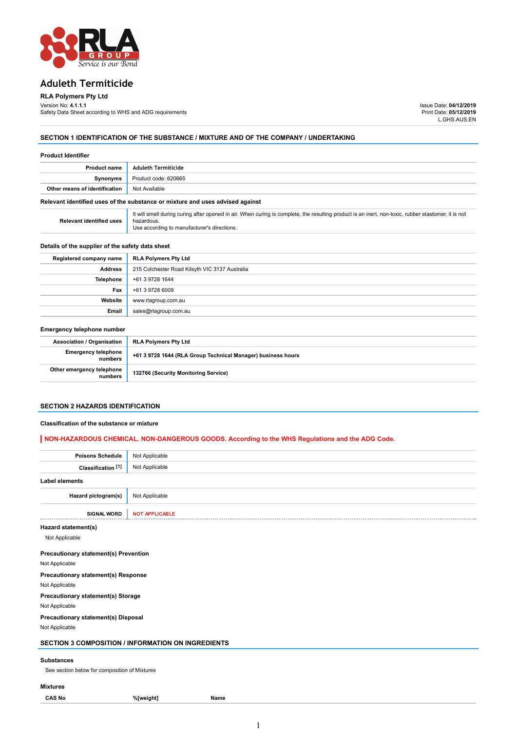# Aduleth Termiticide

**RLA Polymers Pty Ltd**

Version No: **4.1.1.1**
Safety Data Sheet according to WHS and ADG requirements

Issue Date: **04/12/2019**
Print Date: **05/12/2019**
L.GHS.AUS.EN

## SECTION 1 IDENTIFICATION OF THE SUBSTANCE / MIXTURE AND OF THE COMPANY / UNDERTAKING

### Product Identifier

| | |
|---|---|
| **Product name** | **Aduleth Termiticide** |
| **Synonyms** | Product code: 620665 |
| **Other means of identification** | Not Available |

### Relevant identified uses of the substance or mixture and uses advised against

| | |
|---|---|
| **Relevant identified uses** | It will smell during curing after opened in air. When curing is complete, the resulting product is an inert, non-toxic, rubber elastomer, it is not hazardous.<br>Use according to manufacturer's directions. |

### Details of the supplier of the safety data sheet

| | |
|---|---|
| **Registered company name** | **RLA Polymers Pty Ltd** |
| **Address** | 215 Colchester Road Kilsyth VIC 3137 Australia |
| **Telephone** | +61 3 9728 1644 |
| **Fax** | +61 3 9728 6009 |
| **Website** | www.rlagroup.com.au |
| **Email** | sales@rlagroup.com.au |

### Emergency telephone number

| | |
|---|---|
| **Association / Organisation** | **RLA Polymers Pty Ltd** |
| **Emergency telephone numbers** | **+61 3 9728 1644 (RLA Group Technical Manager) business hours** |
| **Other emergency telephone numbers** | **132766 (Security Monitoring Service)** |

## SECTION 2 HAZARDS IDENTIFICATION

### Classification of the substance or mixture

**NON-HAZARDOUS CHEMICAL. NON-DANGEROUS GOODS. According to the WHS Regulations and the ADG Code.**

| | |
|---|---|
| **Poisons Schedule** | Not Applicable |
| **Classification [1]** | Not Applicable |

### Label elements

| | |
|---|---|
| **Hazard pictogram(s)** | Not Applicable |
| **SIGNAL WORD** | **NOT APPLICABLE** |

### Hazard statement(s)

Not Applicable

### Precautionary statement(s) Prevention

Not Applicable

### Precautionary statement(s) Response

Not Applicable

### Precautionary statement(s) Storage

Not Applicable

### Precautionary statement(s) Disposal

Not Applicable

## SECTION 3 COMPOSITION / INFORMATION ON INGREDIENTS

### Substances

See section below for composition of Mixtures

### Mixtures

| CAS No | %[weight] | Name |
|---|---|---|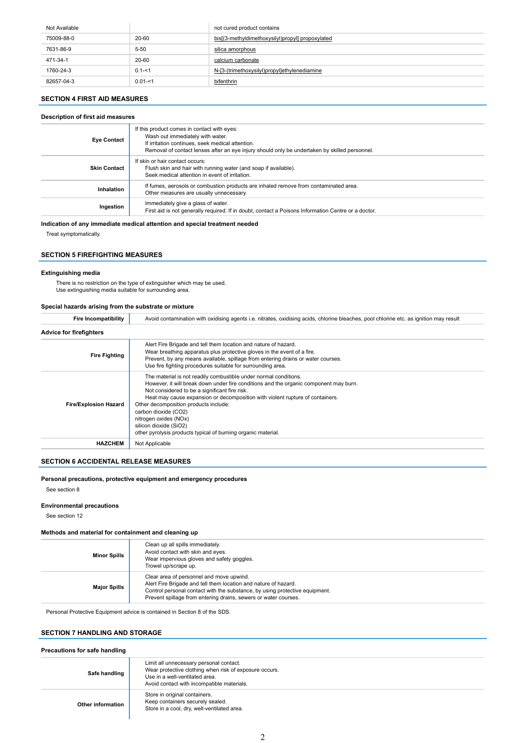| | | |
|---|---|---|
| Not Available | | not cured product contains |
| 75009-88-0 | 20-60 | bis[(3-methyldimethoxysilyl)propyl] propoxylated |
| 7631-86-9 | 5-50 | silica amorphous |
| 471-34-1 | 20-60 | calcium carbonate |
| 1760-24-3 | 0.1-<1 | N-[3-(trimethoxysilyl)propyl]ethylenediamine |
| 82657-04-3 | 0.01-<1 | bifenthrin |

## SECTION 4 FIRST AID MEASURES

### Description of first aid measures

| | |
|---|---|
| **Eye Contact** | If this product comes in contact with eyes: Wash out immediately with water. If irritation continues, seek medical attention. Removal of contact lenses after an eye injury should only be undertaken by skilled personnel. |
| **Skin Contact** | If skin or hair contact occurs: Flush skin and hair with running water (and soap if available). Seek medical attention in event of irritation. |
| **Inhalation** | If fumes, aerosols or combustion products are inhaled remove from contaminated area. Other measures are usually unnecessary. |
| **Ingestion** | Immediately give a glass of water. First aid is not generally required. If in doubt, contact a Poisons Information Centre or a doctor. |

### Indication of any immediate medical attention and special treatment needed

Treat symptomatically.

## SECTION 5 FIREFIGHTING MEASURES

### Extinguishing media

There is no restriction on the type of extinguisher which may be used.
Use extinguishing media suitable for surrounding area.

### Special hazards arising from the substrate or mixture

| | |
|---|---|
| **Fire Incompatibility** | Avoid contamination with oxidising agents i.e. nitrates, oxidising acids, chlorine bleaches, pool chlorine etc. as ignition may result |

### Advice for firefighters

| | |
|---|---|
| **Fire Fighting** | Alert Fire Brigade and tell them location and nature of hazard. Wear breathing apparatus plus protective gloves in the event of a fire. Prevent, by any means available, spillage from entering drains or water courses. Use fire fighting procedures suitable for surrounding area. |
| **Fire/Explosion Hazard** | The material is not readily combustible under normal conditions. However, it will break down under fire conditions and the organic component may burn. Not considered to be a significant fire risk. Heat may cause expansion or decomposition with violent rupture of containers. Other decomposition products include: carbon dioxide ($CO_2$) nitrogen oxides ($NO_x$) silicon dioxide ($SiO_2$) other pyrolysis products typical of burning organic material. |
| **HAZCHEM** | Not Applicable |

## SECTION 6 ACCIDENTAL RELEASE MEASURES

### Personal precautions, protective equipment and emergency procedures

See section 8

### Environmental precautions

See section 12

### Methods and material for containment and cleaning up

| | |
|---|---|
| **Minor Spills** | Clean up all spills immediately. Avoid contact with skin and eyes. Wear impervious gloves and safety goggles. Trowel up/scrape up. |
| **Major Spills** | Clear area of personnel and move upwind. Alert Fire Brigade and tell them location and nature of hazard. Control personal contact with the substance, by using protective equipment. Prevent spillage from entering drains, sewers or water courses. |

Personal Protective Equipment advice is contained in Section 8 of the SDS.

## SECTION 7 HANDLING AND STORAGE

### Precautions for safe handling

| | |
|---|---|
| **Safe handling** | Limit all unnecessary personal contact. Wear protective clothing when risk of exposure occurs. Use in a well-ventilated area. Avoid contact with incompatible materials. |
| **Other information** | Store in original containers. Keep containers securely sealed. Store in a cool, dry, well-ventilated area. |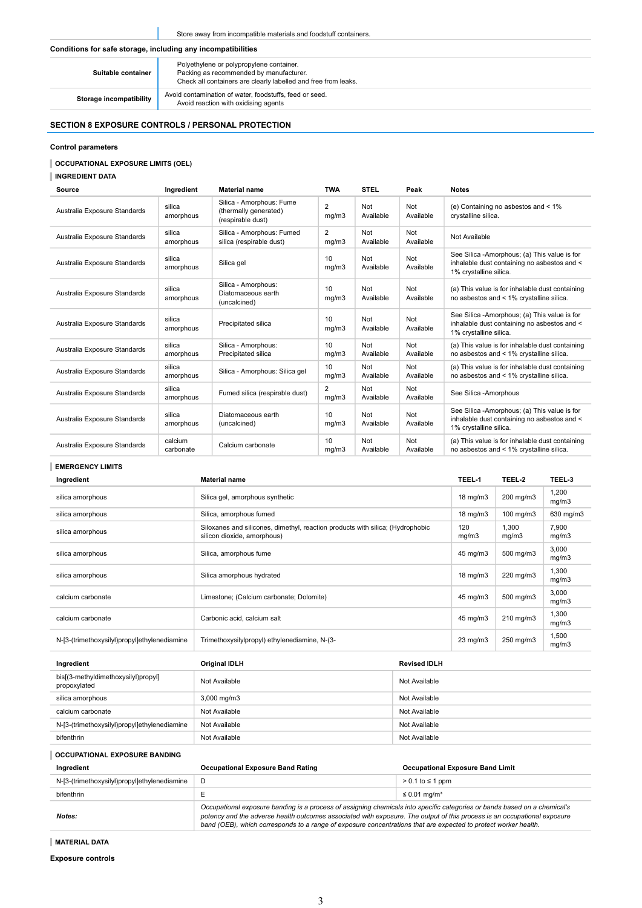| | |
|---|---|
| | Store away from incompatible materials and foodstuff containers. |

**Conditions for safe storage, including any incompatibilities**

| | |
|---|---|
| **Suitable container** | Polyethylene or polypropylene container.<br>Packing as recommended by manufacturer.<br>Check all containers are clearly labelled and free from leaks. |
| **Storage incompatibility** | Avoid contamination of water, foodstuffs, feed or seed.<br>Avoid reaction with oxidising agents |

## SECTION 8 EXPOSURE CONTROLS / PERSONAL PROTECTION

**Control parameters**

**OCCUPATIONAL EXPOSURE LIMITS (OEL)**

**INGREDIENT DATA**

| Source | Ingredient | Material name | TWA | STEL | Peak | Notes |
|---|---|---|---|---|---|---|
| Australia Exposure Standards | silica amorphous | Silica - Amorphous: Fume (thermally generated) (respirable dust) | 2 mg/m3 | Not Available | Not Available | (e) Containing no asbestos and < 1% crystalline silica. |
| Australia Exposure Standards | silica amorphous | Silica - Amorphous: Fumed silica (respirable dust) | 2 mg/m3 | Not Available | Not Available | Not Available |
| Australia Exposure Standards | silica amorphous | Silica gel | 10 mg/m3 | Not Available | Not Available | See Silica -Amorphous; (a) This value is for inhalable dust containing no asbestos and < 1% crystalline silica. |
| Australia Exposure Standards | silica amorphous | Silica - Amorphous: Diatomaceous earth (uncalcined) | 10 mg/m3 | Not Available | Not Available | (a) This value is for inhalable dust containing no asbestos and < 1% crystalline silica. |
| Australia Exposure Standards | silica amorphous | Precipitated silica | 10 mg/m3 | Not Available | Not Available | See Silica -Amorphous; (a) This value is for inhalable dust containing no asbestos and < 1% crystalline silica. |
| Australia Exposure Standards | silica amorphous | Silica - Amorphous: Precipitated silica | 10 mg/m3 | Not Available | Not Available | (a) This value is for inhalable dust containing no asbestos and < 1% crystalline silica. |
| Australia Exposure Standards | silica amorphous | Silica - Amorphous: Silica gel | 10 mg/m3 | Not Available | Not Available | (a) This value is for inhalable dust containing no asbestos and < 1% crystalline silica. |
| Australia Exposure Standards | silica amorphous | Fumed silica (respirable dust) | 2 mg/m3 | Not Available | Not Available | See Silica -Amorphous |
| Australia Exposure Standards | silica amorphous | Diatomaceous earth (uncalcined) | 10 mg/m3 | Not Available | Not Available | See Silica -Amorphous; (a) This value is for inhalable dust containing no asbestos and < 1% crystalline silica. |
| Australia Exposure Standards | calcium carbonate | Calcium carbonate | 10 mg/m3 | Not Available | Not Available | (a) This value is for inhalable dust containing no asbestos and < 1% crystalline silica. |

**EMERGENCY LIMITS**

| Ingredient | Material name | TEEL-1 | TEEL-2 | TEEL-3 |
|---|---|---|---|---|
| silica amorphous | Silica gel, amorphous synthetic | 18 mg/m3 | 200 mg/m3 | 1,200 mg/m3 |
| silica amorphous | Silica, amorphous fumed | 18 mg/m3 | 100 mg/m3 | 630 mg/m3 |
| silica amorphous | Siloxanes and silicones, dimethyl, reaction products with silica; (Hydrophobic silicon dioxide, amorphous) | 120 mg/m3 | 1,300 mg/m3 | 7,900 mg/m3 |
| silica amorphous | Silica, amorphous fume | 45 mg/m3 | 500 mg/m3 | 3,000 mg/m3 |
| silica amorphous | Silica amorphous hydrated | 18 mg/m3 | 220 mg/m3 | 1,300 mg/m3 |
| calcium carbonate | Limestone; (Calcium carbonate; Dolomite) | 45 mg/m3 | 500 mg/m3 | 3,000 mg/m3 |
| calcium carbonate | Carbonic acid, calcium salt | 45 mg/m3 | 210 mg/m3 | 1,300 mg/m3 |
| N-[3-(trimethoxysilyl)propyl]ethylenediamine | Trimethoxysilylpropyl) ethylenediamine, N-(3- | 23 mg/m3 | 250 mg/m3 | 1,500 mg/m3 |

| Ingredient | Original IDLH | Revised IDLH |
|---|---|---|
| bis[(3-methyldimethoxysilyl)propyl] propoxylated | Not Available | Not Available |
| silica amorphous | 3,000 mg/m3 | Not Available |
| calcium carbonate | Not Available | Not Available |
| N-[3-(trimethoxysilyl)propyl]ethylenediamine | Not Available | Not Available |
| bifenthrin | Not Available | Not Available |

**OCCUPATIONAL EXPOSURE BANDING**

| Ingredient | Occupational Exposure Band Rating | Occupational Exposure Band Limit |
|---|---|---|
| N-[3-(trimethoxysilyl)propyl]ethylenediamine | D | > 0.1 to ≤ 1 ppm |
| bifenthrin | E | ≤ 0.01 mg/m³ |
| ***Notes:*** | *Occupational exposure banding is a process of assigning chemicals into specific categories or bands based on a chemical's potency and the adverse health outcomes associated with exposure. The output of this process is an occupational exposure band (OEB), which corresponds to a range of exposure concentrations that are expected to protect worker health.* | |

**MATERIAL DATA**

**Exposure controls**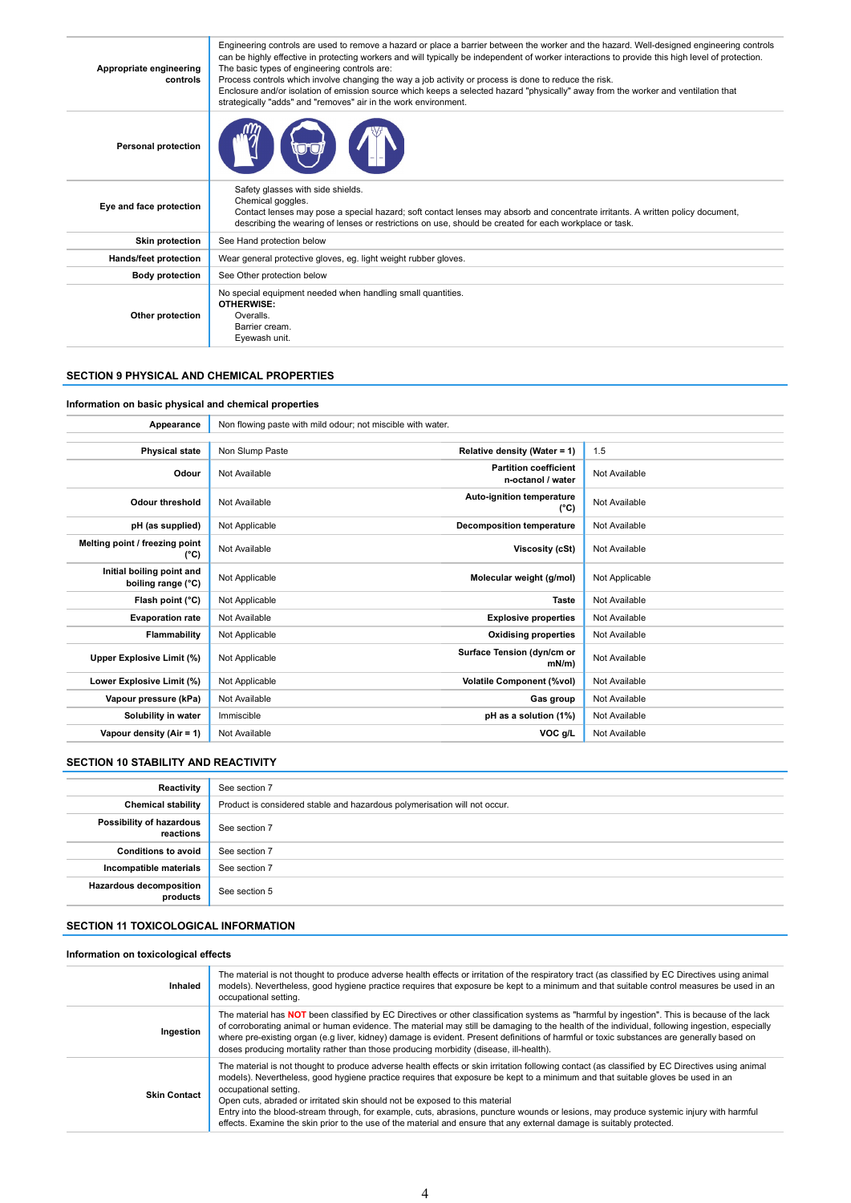| | |
|---|---|
| **Appropriate engineering controls** | Engineering controls are used to remove a hazard or place a barrier between the worker and the hazard. Well-designed engineering controls can be highly effective in protecting workers and will typically be independent of worker interactions to provide this high level of protection.<br>The basic types of engineering controls are:<br>Process controls which involve changing the way a job activity or process is done to reduce the risk.<br>Enclosure and/or isolation of emission source which keeps a selected hazard "physically" away from the worker and ventilation that strategically "adds" and "removes" air in the work environment. |
| **Personal protection** | |
| **Eye and face protection** | Safety glasses with side shields.<br>Chemical goggles.<br>Contact lenses may pose a special hazard; soft contact lenses may absorb and concentrate irritants. A written policy document, describing the wearing of lenses or restrictions on use, should be created for each workplace or task. |
| **Skin protection** | See Hand protection below |
| **Hands/feet protection** | Wear general protective gloves, eg. light weight rubber gloves. |
| **Body protection** | See Other protection below |
| **Other protection** | No special equipment needed when handling small quantities.<br>**OTHERWISE:**<br>Overalls.<br>Barrier cream.<br>Eyewash unit. |

## SECTION 9 PHYSICAL AND CHEMICAL PROPERTIES

### Information on basic physical and chemical properties

| | |
|---|---|
| **Appearance** | Non flowing paste with mild odour; not miscible with water. |

| | | | |
|---|---|---|---|
| **Physical state** | Non Slump Paste | **Relative density (Water = 1)** | 1.5 |
| **Odour** | Not Available | **Partition coefficient n-octanol / water** | Not Available |
| **Odour threshold** | Not Available | **Auto-ignition temperature (°C)** | Not Available |
| **pH (as supplied)** | Not Applicable | **Decomposition temperature** | Not Available |
| **Melting point / freezing point (°C)** | Not Available | **Viscosity (cSt)** | Not Available |
| **Initial boiling point and boiling range (°C)** | Not Applicable | **Molecular weight (g/mol)** | Not Applicable |
| **Flash point (°C)** | Not Applicable | **Taste** | Not Available |
| **Evaporation rate** | Not Available | **Explosive properties** | Not Available |
| **Flammability** | Not Applicable | **Oxidising properties** | Not Available |
| **Upper Explosive Limit (%)** | Not Applicable | **Surface Tension (dyn/cm or mN/m)** | Not Available |
| **Lower Explosive Limit (%)** | Not Applicable | **Volatile Component (%vol)** | Not Available |
| **Vapour pressure (kPa)** | Not Available | **Gas group** | Not Available |
| **Solubility in water** | Immiscible | **pH as a solution (1%)** | Not Available |
| **Vapour density (Air = 1)** | Not Available | **VOC g/L** | Not Available |

## SECTION 10 STABILITY AND REACTIVITY

| | |
|---|---|
| **Reactivity** | See section 7 |
| **Chemical stability** | Product is considered stable and hazardous polymerisation will not occur. |
| **Possibility of hazardous reactions** | See section 7 |
| **Conditions to avoid** | See section 7 |
| **Incompatible materials** | See section 7 |
| **Hazardous decomposition products** | See section 5 |

## SECTION 11 TOXICOLOGICAL INFORMATION

### Information on toxicological effects

| | |
|---|---|
| **Inhaled** | The material is not thought to produce adverse health effects or irritation of the respiratory tract (as classified by EC Directives using animal models). Nevertheless, good hygiene practice requires that exposure be kept to a minimum and that suitable control measures be used in an occupational setting. |
| **Ingestion** | The material has **NOT** been classified by EC Directives or other classification systems as "harmful by ingestion". This is because of the lack of corroborating animal or human evidence. The material may still be damaging to the health of the individual, following ingestion, especially where pre-existing organ (e.g liver, kidney) damage is evident. Present definitions of harmful or toxic substances are generally based on doses producing mortality rather than those producing morbidity (disease, ill-health). |
| **Skin Contact** | The material is not thought to produce adverse health effects or skin irritation following contact (as classified by EC Directives using animal models). Nevertheless, good hygiene practice requires that exposure be kept to a minimum and that suitable gloves be used in an occupational setting.<br>Open cuts, abraded or irritated skin should not be exposed to this material<br>Entry into the blood-stream through, for example, cuts, abrasions, puncture wounds or lesions, may produce systemic injury with harmful effects. Examine the skin prior to the use of the material and ensure that any external damage is suitably protected. |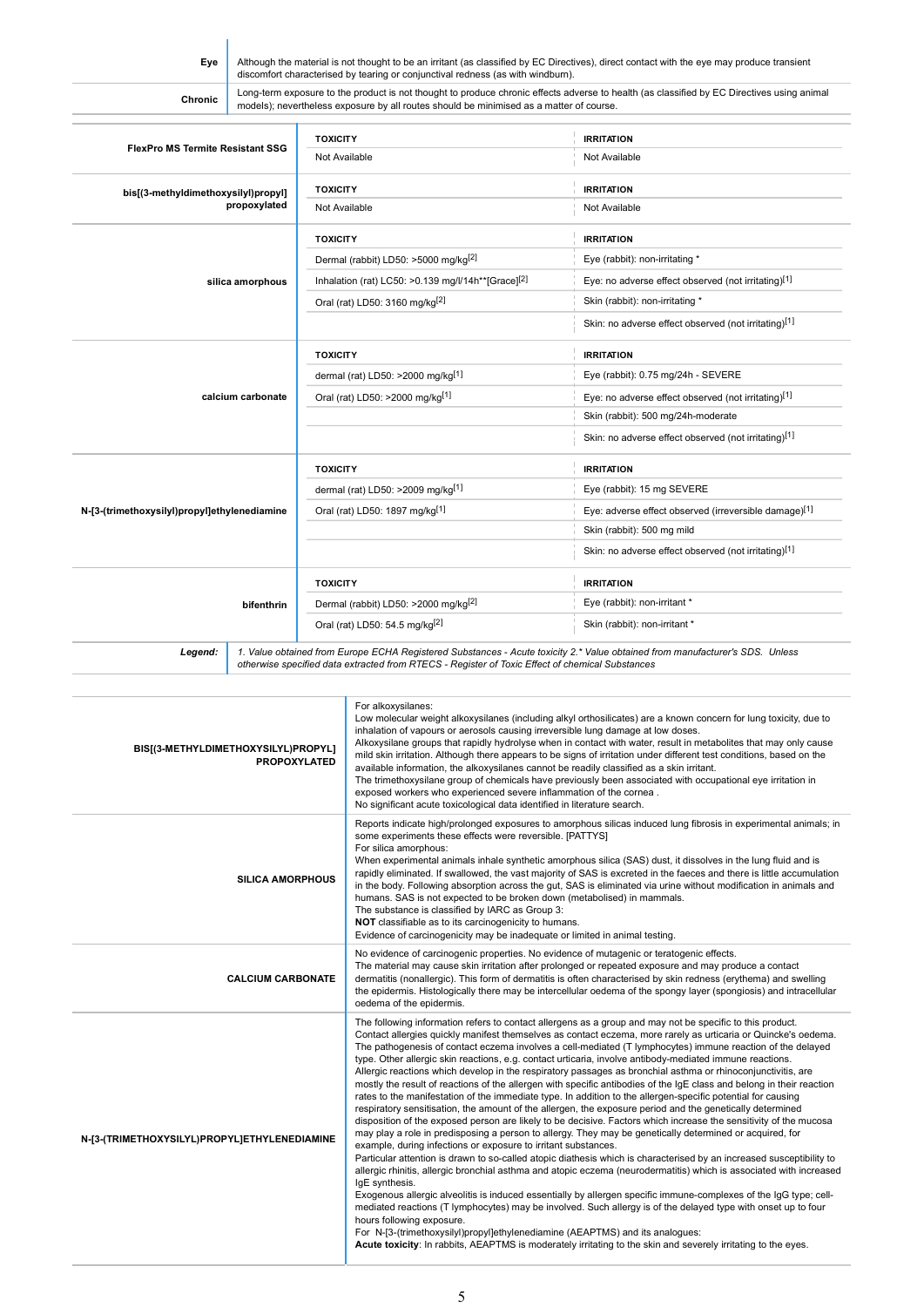| | |
|---|---|
| **Eye** | Although the material is not thought to be an irritant (as classified by EC Directives), direct contact with the eye may produce transient discomfort characterised by tearing or conjunctival redness (as with windburn). |
| **Chronic** | Long-term exposure to the product is not thought to produce chronic effects adverse to health (as classified by EC Directives using animal models); nevertheless exposure by all routes should be minimised as a matter of course. |

| | TOXICITY | IRRITATION |
|---|---|---|
| **FlexPro MS Termite Resistant SSG** | Not Available | Not Available |
| **bis[(3-methyldimethoxysilyl)propyl] propoxylated** | Not Available | Not Available |
| **silica amorphous** | Dermal (rabbit) LD50: >5000 mg/kg[2] | Eye (rabbit): non-irritating * |
| | Inhalation (rat) LC50: >0.139 mg/l/14h**[Grace][2] | Eye: no adverse effect observed (not irritating)[1] |
| | Oral (rat) LD50: 3160 mg/kg[2] | Skin (rabbit): non-irritating * |
| | | Skin: no adverse effect observed (not irritating)[1] |
| **calcium carbonate** | dermal (rat) LD50: >2000 mg/kg[1] | Eye (rabbit): 0.75 mg/24h - SEVERE |
| | Oral (rat) LD50: >2000 mg/kg[1] | Eye: no adverse effect observed (not irritating)[1] |
| | | Skin (rabbit): 500 mg/24h-moderate |
| | | Skin: no adverse effect observed (not irritating)[1] |
| **N-[3-(trimethoxysilyl)propyl]ethylenediamine** | dermal (rat) LD50: >2009 mg/kg[1] | Eye (rabbit): 15 mg SEVERE |
| | Oral (rat) LD50: 1897 mg/kg[1] | Eye: adverse effect observed (irreversible damage)[1] |
| | | Skin (rabbit): 500 mg mild |
| | | Skin: no adverse effect observed (not irritating)[1] |
| **bifenthrin** | Dermal (rabbit) LD50: >2000 mg/kg[2] | Eye (rabbit): non-irritant * |
| | Oral (rat) LD50: 54.5 mg/kg[2] | Skin (rabbit): non-irritant * |

| | |
|---|---|
| ***Legend:*** | *1. Value obtained from Europe ECHA Registered Substances - Acute toxicity 2.* Value obtained from manufacturer's SDS. Unless otherwise specified data extracted from RTECS - Register of Toxic Effect of chemical Substances* |

| | |
|---|---|
| **BIS[(3-METHYLDIMETHOXYSILYL)PROPYL] PROPOXYLATED** | For alkoxysilanes:<br>Low molecular weight alkoxysilanes (including alkyl orthosilicates) are a known concern for lung toxicity, due to inhalation of vapours or aerosols causing irreversible lung damage at low doses.<br>Alkoxysilane groups that rapidly hydrolyse when in contact with water, result in metabolites that may only cause mild skin irritation. Although there appears to be signs of irritation under different test conditions, based on the available information, the alkoxysilanes cannot be readily classified as a skin irritant.<br>The trimethoxysilane group of chemicals have previously been associated with occupational eye irritation in exposed workers who experienced severe inflammation of the cornea .<br>No significant acute toxicological data identified in literature search. |
| **SILICA AMORPHOUS** | Reports indicate high/prolonged exposures to amorphous silicas induced lung fibrosis in experimental animals; in some experiments these effects were reversible. [PATTYS]<br>For silica amorphous:<br>When experimental animals inhale synthetic amorphous silica (SAS) dust, it dissolves in the lung fluid and is rapidly eliminated. If swallowed, the vast majority of SAS is excreted in the faeces and there is little accumulation in the body. Following absorption across the gut, SAS is eliminated via urine without modification in animals and humans. SAS is not expected to be broken down (metabolised) in mammals.<br>The substance is classified by IARC as Group 3:<br>**NOT** classifiable as to its carcinogenicity to humans.<br>Evidence of carcinogenicity may be inadequate or limited in animal testing. |
| **CALCIUM CARBONATE** | No evidence of carcinogenic properties. No evidence of mutagenic or teratogenic effects.<br>The material may cause skin irritation after prolonged or repeated exposure and may produce a contact dermatitis (nonallergic). This form of dermatitis is often characterised by skin redness (erythema) and swelling the epidermis. Histologically there may be intercellular oedema of the spongy layer (spongiosis) and intracellular oedema of the epidermis. |
| **N-[3-(TRIMETHOXYSILYL)PROPYL]ETHYLENEDIAMINE** | The following information refers to contact allergens as a group and may not be specific to this product.<br>Contact allergies quickly manifest themselves as contact eczema, more rarely as urticaria or Quincke's oedema. The pathogenesis of contact eczema involves a cell-mediated (T lymphocytes) immune reaction of the delayed type. Other allergic skin reactions, e.g. contact urticaria, involve antibody-mediated immune reactions.<br>Allergic reactions which develop in the respiratory passages as bronchial asthma or rhinoconjunctivitis, are mostly the result of reactions of the allergen with specific antibodies of the IgE class and belong in their reaction rates to the manifestation of the immediate type. In addition to the allergen-specific potential for causing respiratory sensitisation, the amount of the allergen, the exposure period and the genetically determined disposition of the exposed person are likely to be decisive. Factors which increase the sensitivity of the mucosa may play a role in predisposing a person to allergy. They may be genetically determined or acquired, for example, during infections or exposure to irritant substances.<br>Particular attention is drawn to so-called atopic diathesis which is characterised by an increased susceptibility to allergic rhinitis, allergic bronchial asthma and atopic eczema (neurodermatitis) which is associated with increased IgE synthesis.<br>Exogenous allergic alveolitis is induced essentially by allergen specific immune-complexes of the IgG type; cell-mediated reactions (T lymphocytes) may be involved. Such allergy is of the delayed type with onset up to four hours following exposure.<br>For N-[3-(trimethoxysilyl)propyl]ethylenediamine (AEAPTMS) and its analogues:<br>**Acute toxicity**: In rabbits, AEAPTMS is moderately irritating to the skin and severely irritating to the eyes. |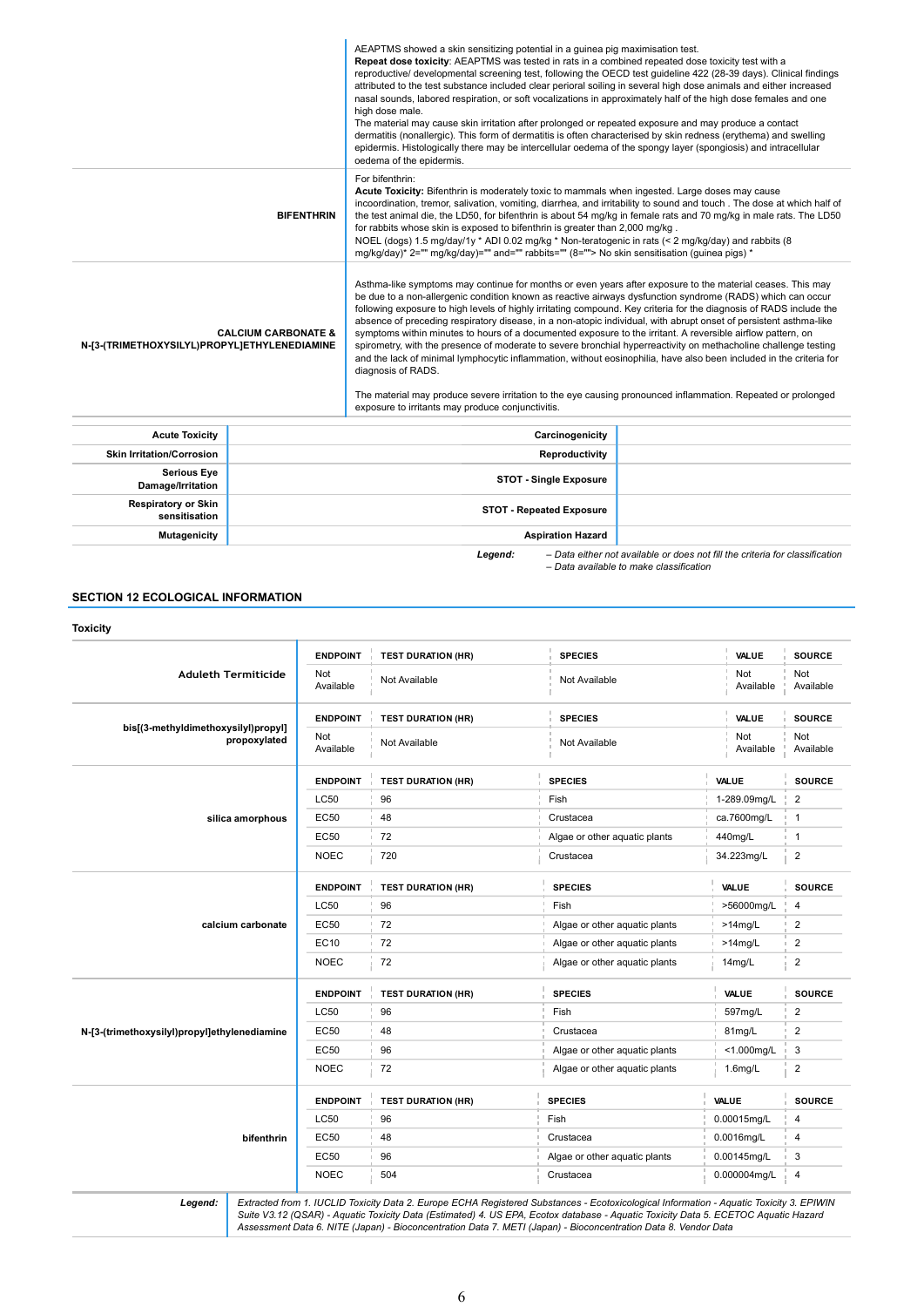| | |
|---|---|
| | AEAPTMS showed a skin sensitizing potential in a guinea pig maximisation test. **Repeat dose toxicity**: AEAPTMS was tested in rats in a combined repeated dose toxicity test with a reproductive/ developmental screening test, following the OECD test guideline 422 (28-39 days). Clinical findings attributed to the test substance included clear perioral soiling in several high dose animals and either increased nasal sounds, labored respiration, or soft vocalizations in approximately half of the high dose females and one high dose male. The material may cause skin irritation after prolonged or repeated exposure and may produce a contact dermatitis (nonallergic). This form of dermatitis is often characterised by skin redness (erythema) and swelling epidermis. Histologically there may be intercellular oedema of the spongy layer (spongiosis) and intracellular oedema of the epidermis. |
| **BIFENTHRIN** | For bifenthrin: **Acute Toxicity:** Bifenthrin is moderately toxic to mammals when ingested. Large doses may cause incoordination, tremor, salivation, vomiting, diarrhea, and irritability to sound and touch . The dose at which half of the test animal die, the LD50, for bifenthrin is about 54 mg/kg in female rats and 70 mg/kg in male rats. The LD50 for rabbits whose skin is exposed to bifenthrin is greater than 2,000 mg/kg . NOEL (dogs) 1.5 mg/day/1y * ADI 0.02 mg/kg * Non-teratogenic in rats (< 2 mg/kg/day) and rabbits (8 mg/kg/day)* 2="" mg/kg/day)="" and="" rabbits="" (8=""> No skin sensitisation (guinea pigs) * |
| **CALCIUM CARBONATE & N-[3-(TRIMETHOXYSILYL)PROPYL]ETHYLENEDIAMINE** | Asthma-like symptoms may continue for months or even years after exposure to the material ceases. This may be due to a non-allergenic condition known as reactive airways dysfunction syndrome (RADS) which can occur following exposure to high levels of highly irritating compound. Key criteria for the diagnosis of RADS include the absence of preceding respiratory disease, in a non-atopic individual, with abrupt onset of persistent asthma-like symptoms within minutes to hours of a documented exposure to the irritant. A reversible airflow pattern, on spirometry, with the presence of moderate to severe bronchial hyperreactivity on methacholine challenge testing and the lack of minimal lymphocytic inflammation, without eosinophilia, have also been included in the criteria for diagnosis of RADS. The material may produce severe irritation to the eye causing pronounced inflammation. Repeated or prolonged exposure to irritants may produce conjunctivitis. |

| | | | |
|---|---|---|---|
| **Acute Toxicity** | | **Carcinogenicity** | |
| **Skin Irritation/Corrosion** | | **Reproductivity** | |
| **Serious Eye Damage/Irritation** | | **STOT - Single Exposure** | |
| **Respiratory or Skin sensitisation** | | **STOT - Repeated Exposure** | |
| **Mutagenicity** | | **Aspiration Hazard** | |

***Legend:*** *– Data either not available or does not fill the criteria for classification*
*– Data available to make classification*

## SECTION 12 ECOLOGICAL INFORMATION

### Toxicity

| | ENDPOINT | TEST DURATION (HR) | SPECIES | VALUE | SOURCE |
|---|---|---|---|---|---|
| **Aduleth Termiticide** | Not Available | Not Available | Not Available | Not Available | Not Available |

| | ENDPOINT | TEST DURATION (HR) | SPECIES | VALUE | SOURCE |
|---|---|---|---|---|---|
| **bis[(3-methyldimethoxysilyl)propyl] propoxylated** | Not Available | Not Available | Not Available | Not Available | Not Available |

| | ENDPOINT | TEST DURATION (HR) | SPECIES | VALUE | SOURCE |
|---|---|---|---|---|---|
| **silica amorphous** | LC50 | 96 | Fish | 1-289.09mg/L | 2 |
| | EC50 | 48 | Crustacea | ca.7600mg/L | 1 |
| | EC50 | 72 | Algae or other aquatic plants | 440mg/L | 1 |
| | NOEC | 720 | Crustacea | 34.223mg/L | 2 |

| | ENDPOINT | TEST DURATION (HR) | SPECIES | VALUE | SOURCE |
|---|---|---|---|---|---|
| **calcium carbonate** | LC50 | 96 | Fish | >56000mg/L | 4 |
| | EC50 | 72 | Algae or other aquatic plants | >14mg/L | 2 |
| | EC10 | 72 | Algae or other aquatic plants | >14mg/L | 2 |
| | NOEC | 72 | Algae or other aquatic plants | 14mg/L | 2 |

| | ENDPOINT | TEST DURATION (HR) | SPECIES | VALUE | SOURCE |
|---|---|---|---|---|---|
| **N-[3-(trimethoxysilyl)propyl]ethylenediamine** | LC50 | 96 | Fish | 597mg/L | 2 |
| | EC50 | 48 | Crustacea | 81mg/L | 2 |
| | EC50 | 96 | Algae or other aquatic plants | <1.000mg/L | 3 |
| | NOEC | 72 | Algae or other aquatic plants | 1.6mg/L | 2 |

| | ENDPOINT | TEST DURATION (HR) | SPECIES | VALUE | SOURCE |
|---|---|---|---|---|---|
| **bifenthrin** | LC50 | 96 | Fish | 0.00015mg/L | 4 |
| | EC50 | 48 | Crustacea | 0.0016mg/L | 4 |
| | EC50 | 96 | Algae or other aquatic plants | 0.00145mg/L | 3 |
| | NOEC | 504 | Crustacea | 0.000004mg/L | 4 |

***Legend:*** *Extracted from 1. IUCLID Toxicity Data 2. Europe ECHA Registered Substances - Ecotoxicological Information - Aquatic Toxicity 3. EPIWIN Suite V3.12 (QSAR) - Aquatic Toxicity Data (Estimated) 4. US EPA, Ecotox database - Aquatic Toxicity Data 5. ECETOC Aquatic Hazard Assessment Data 6. NITE (Japan) - Bioconcentration Data 7. METI (Japan) - Bioconcentration Data 8. Vendor Data*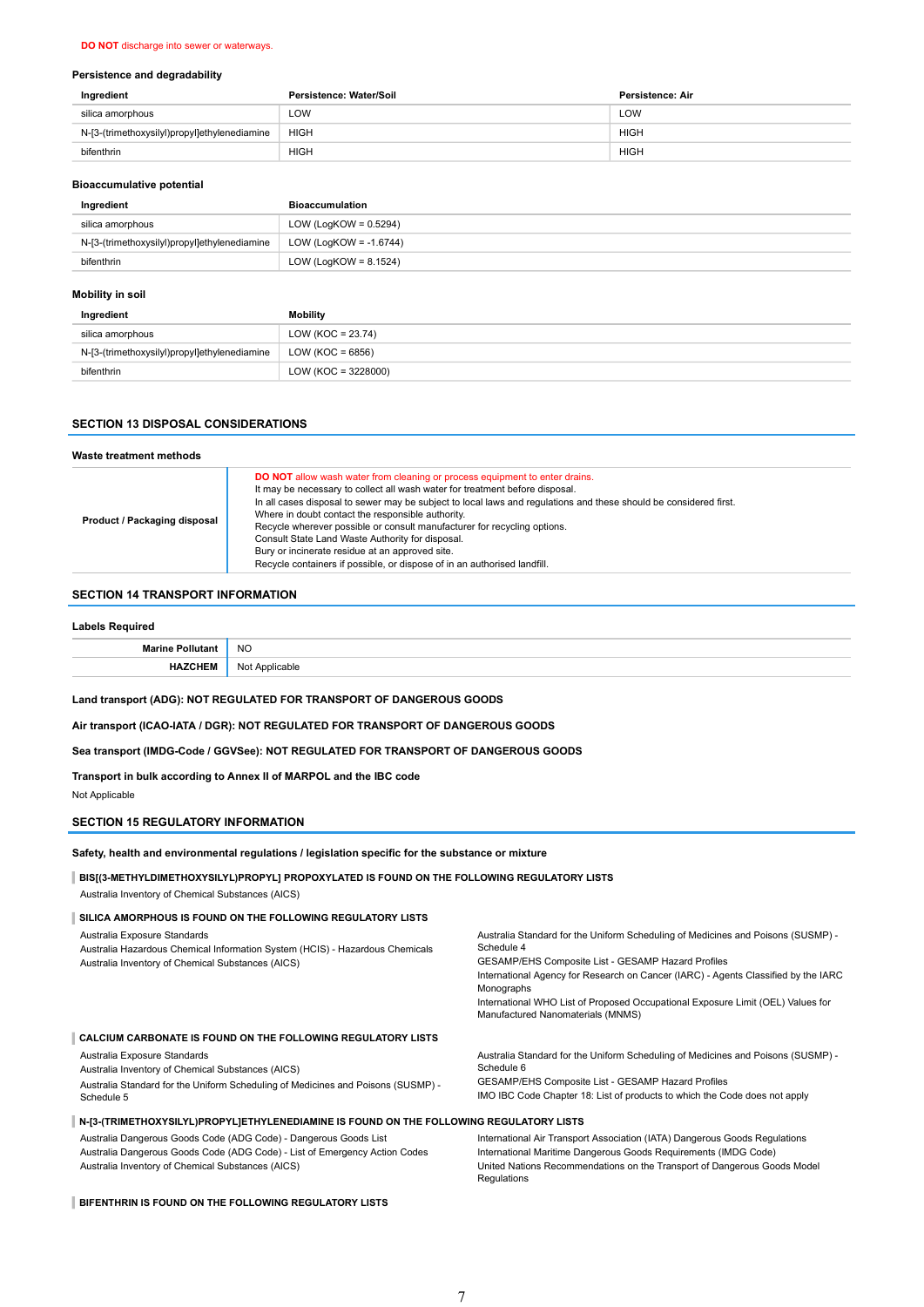**DO NOT** discharge into sewer or waterways.

### Persistence and degradability

| Ingredient | Persistence: Water/Soil | Persistence: Air |
|---|---|---|
| silica amorphous | LOW | LOW |
| N-[3-(trimethoxysilyl)propyl]ethylenediamine | HIGH | HIGH |
| bifenthrin | HIGH | HIGH |

### Bioaccumulative potential

| Ingredient | Bioaccumulation |
|---|---|
| silica amorphous | LOW (LogKOW = 0.5294) |
| N-[3-(trimethoxysilyl)propyl]ethylenediamine | LOW (LogKOW = -1.6744) |
| bifenthrin | LOW (LogKOW = 8.1524) |

### Mobility in soil

| Ingredient | Mobility |
|---|---|
| silica amorphous | LOW (KOC = 23.74) |
| N-[3-(trimethoxysilyl)propyl]ethylenediamine | LOW (KOC = 6856) |
| bifenthrin | LOW (KOC = 3228000) |

## SECTION 13 DISPOSAL CONSIDERATIONS

### Waste treatment methods

| | |
|---|---|
| **Product / Packaging disposal** | **DO NOT** allow wash water from cleaning or process equipment to enter drains.<br>It may be necessary to collect all wash water for treatment before disposal.<br>In all cases disposal to sewer may be subject to local laws and regulations and these should be considered first.<br>Where in doubt contact the responsible authority.<br>Recycle wherever possible or consult manufacturer for recycling options.<br>Consult State Land Waste Authority for disposal.<br>Bury or incinerate residue at an approved site.<br>Recycle containers if possible, or dispose of in an authorised landfill. |

## SECTION 14 TRANSPORT INFORMATION

### Labels Required

| | |
|---|---|
| **Marine Pollutant** | NO |
| **HAZCHEM** | Not Applicable |

**Land transport (ADG): NOT REGULATED FOR TRANSPORT OF DANGEROUS GOODS**

**Air transport (ICAO-IATA / DGR): NOT REGULATED FOR TRANSPORT OF DANGEROUS GOODS**

**Sea transport (IMDG-Code / GGVSee): NOT REGULATED FOR TRANSPORT OF DANGEROUS GOODS**

**Transport in bulk according to Annex II of MARPOL and the IBC code**

Not Applicable

## SECTION 15 REGULATORY INFORMATION

### Safety, health and environmental regulations / legislation specific for the substance or mixture

**BIS[(3-METHYLDIMETHOXYSILYL)PROPYL] PROPOXYLATED IS FOUND ON THE FOLLOWING REGULATORY LISTS**

Australia Inventory of Chemical Substances (AICS)

**SILICA AMORPHOUS IS FOUND ON THE FOLLOWING REGULATORY LISTS**

Australia Exposure Standards
Australia Hazardous Chemical Information System (HCIS) - Hazardous Chemicals
Australia Inventory of Chemical Substances (AICS)
Australia Standard for the Uniform Scheduling of Medicines and Poisons (SUSMP) - Schedule 4
GESAMP/EHS Composite List - GESAMP Hazard Profiles
International Agency for Research on Cancer (IARC) - Agents Classified by the IARC Monographs
International WHO List of Proposed Occupational Exposure Limit (OEL) Values for Manufactured Nanomaterials (MNMS)

**CALCIUM CARBONATE IS FOUND ON THE FOLLOWING REGULATORY LISTS**

Australia Exposure Standards
Australia Inventory of Chemical Substances (AICS)
Australia Standard for the Uniform Scheduling of Medicines and Poisons (SUSMP) - Schedule 5
Australia Standard for the Uniform Scheduling of Medicines and Poisons (SUSMP) - Schedule 6
GESAMP/EHS Composite List - GESAMP Hazard Profiles
IMO IBC Code Chapter 18: List of products to which the Code does not apply

**N-[3-(TRIMETHOXYSILYL)PROPYL]ETHYLENEDIAMINE IS FOUND ON THE FOLLOWING REGULATORY LISTS**

Australia Dangerous Goods Code (ADG Code) - Dangerous Goods List
Australia Dangerous Goods Code (ADG Code) - List of Emergency Action Codes
Australia Inventory of Chemical Substances (AICS)
International Air Transport Association (IATA) Dangerous Goods Regulations
International Maritime Dangerous Goods Requirements (IMDG Code)
United Nations Recommendations on the Transport of Dangerous Goods Model Regulations

**BIFENTHRIN IS FOUND ON THE FOLLOWING REGULATORY LISTS**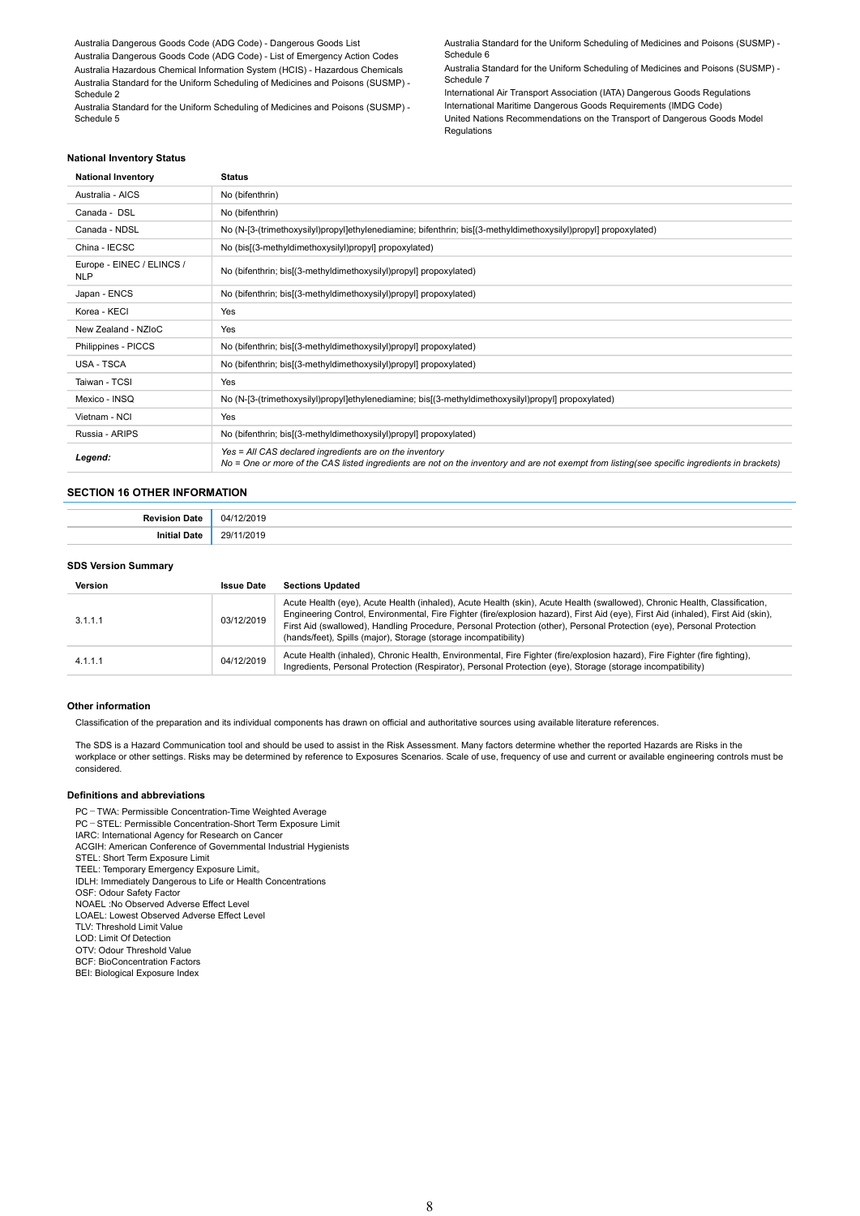Australia Dangerous Goods Code (ADG Code) - Dangerous Goods List
Australia Dangerous Goods Code (ADG Code) - List of Emergency Action Codes
Australia Hazardous Chemical Information System (HCIS) - Hazardous Chemicals
Australia Standard for the Uniform Scheduling of Medicines and Poisons (SUSMP) - Schedule 2
Australia Standard for the Uniform Scheduling of Medicines and Poisons (SUSMP) - Schedule 5
Australia Standard for the Uniform Scheduling of Medicines and Poisons (SUSMP) - Schedule 6
Australia Standard for the Uniform Scheduling of Medicines and Poisons (SUSMP) - Schedule 7
International Air Transport Association (IATA) Dangerous Goods Regulations
International Maritime Dangerous Goods Requirements (IMDG Code)
United Nations Recommendations on the Transport of Dangerous Goods Model Regulations

#### National Inventory Status

| National Inventory | Status |
|---|---|
| Australia - AICS | No (bifenthrin) |
| Canada - DSL | No (bifenthrin) |
| Canada - NDSL | No (N-[3-(trimethoxysilyl)propyl]ethylenediamine; bifenthrin; bis[(3-methyldimethoxysilyl)propyl] propoxylated) |
| China - IECSC | No (bis[(3-methyldimethoxysilyl)propyl] propoxylated) |
| Europe - EINEC / ELINCS / NLP | No (bifenthrin; bis[(3-methyldimethoxysilyl)propyl] propoxylated) |
| Japan - ENCS | No (bifenthrin; bis[(3-methyldimethoxysilyl)propyl] propoxylated) |
| Korea - KECI | Yes |
| New Zealand - NZIoC | Yes |
| Philippines - PICCS | No (bifenthrin; bis[(3-methyldimethoxysilyl)propyl] propoxylated) |
| USA - TSCA | No (bifenthrin; bis[(3-methyldimethoxysilyl)propyl] propoxylated) |
| Taiwan - TCSI | Yes |
| Mexico - INSQ | No (N-[3-(trimethoxysilyl)propyl]ethylenediamine; bis[(3-methyldimethoxysilyl)propyl] propoxylated) |
| Vietnam - NCI | Yes |
| Russia - ARIPS | No (bifenthrin; bis[(3-methyldimethoxysilyl)propyl] propoxylated) |
| *Legend:* | *Yes = All CAS declared ingredients are on the inventory*<br>*No = One or more of the CAS listed ingredients are not on the inventory and are not exempt from listing(see specific ingredients in brackets)* |

## SECTION 16 OTHER INFORMATION

| | |
|---|---|
| **Revision Date** | 04/12/2019 |
| **Initial Date** | 29/11/2019 |

#### SDS Version Summary

| Version | Issue Date | Sections Updated |
|---|---|---|
| 3.1.1.1 | 03/12/2019 | Acute Health (eye), Acute Health (inhaled), Acute Health (skin), Acute Health (swallowed), Chronic Health, Classification, Engineering Control, Environmental, Fire Fighter (fire/explosion hazard), First Aid (eye), First Aid (inhaled), First Aid (skin), First Aid (swallowed), Handling Procedure, Personal Protection (other), Personal Protection (eye), Personal Protection (hands/feet), Spills (major), Storage (storage incompatibility) |
| 4.1.1.1 | 04/12/2019 | Acute Health (inhaled), Chronic Health, Environmental, Fire Fighter (fire/explosion hazard), Fire Fighter (fire fighting), Ingredients, Personal Protection (Respirator), Personal Protection (eye), Storage (storage incompatibility) |

#### Other information

Classification of the preparation and its individual components has drawn on official and authoritative sources using available literature references.

The SDS is a Hazard Communication tool and should be used to assist in the Risk Assessment. Many factors determine whether the reported Hazards are Risks in the workplace or other settings. Risks may be determined by reference to Exposures Scenarios. Scale of use, frequency of use and current or available engineering controls must be considered.

#### Definitions and abbreviations

PC－TWA: Permissible Concentration-Time Weighted Average
PC－STEL: Permissible Concentration-Short Term Exposure Limit
IARC: International Agency for Research on Cancer
ACGIH: American Conference of Governmental Industrial Hygienists
STEL: Short Term Exposure Limit
TEEL: Temporary Emergency Exposure Limit。
IDLH: Immediately Dangerous to Life or Health Concentrations
OSF: Odour Safety Factor
NOAEL :No Observed Adverse Effect Level
LOAEL: Lowest Observed Adverse Effect Level
TLV: Threshold Limit Value
LOD: Limit Of Detection
OTV: Odour Threshold Value
BCF: BioConcentration Factors
BEI: Biological Exposure Index